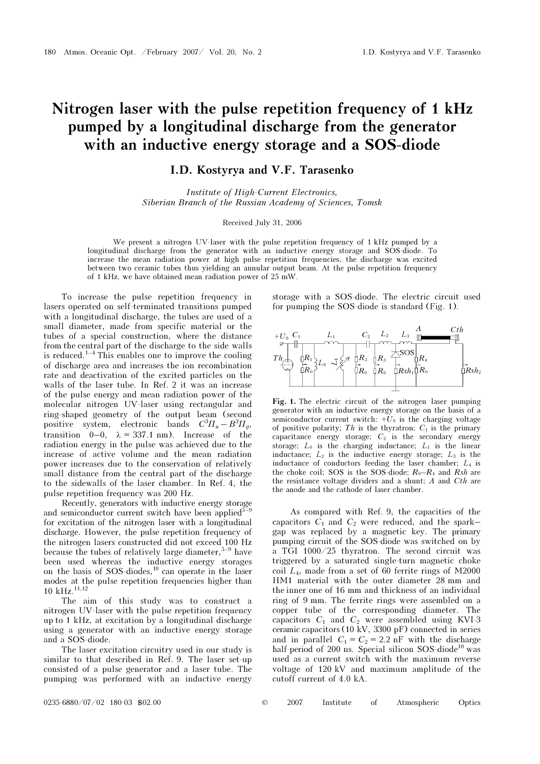# Nitrogen laser with the pulse repetition frequency of 1 kHz pumped by a longitudinal discharge from the generator with an inductive energy storage and a SOS-diode

**I.D. Kostyrya and V.F. Tarasenko**

*Institute of High-Current Electronics, Siberian Branch of the Russian Academy of Sciences, Tomsk*

Received July 31, 2006

We present a nitrogen UV-laser with the pulse repetition frequency of 1 kHz pumped by a longitudinal discharge from the generator with an inductive energy storage and SOS-diode. To increase the mean radiation power at high pulse repetition frequencies, the discharge was excited between two ceramic tubes thus yielding an annular output beam. At the pulse repetition frequency of 1 kHz, we have obtained mean radiation power of 25 mW.

To increase the pulse repetition frequency in lasers operated on self-terminated transitions pumped with a longitudinal discharge, the tubes are used of a small diameter, made from specific material or the tubes of a special construction, where the distance from the central part of the discharge to the side walls is reduced.[1–4] This enables one to improve the cooling of discharge area and increases the ion recombination rate and deactivation of the excited particles on the walls of the laser tube. In Ref. 2 it was an increase of the pulse energy and mean radiation power of the molecular nitrogen UV-laser using rectangular and ring-shaped geometry of the output beam (second positive system, electronic bands $C^3\Pi_u - B^3\Pi_g$, transition 0–0, $\lambda = 337.1$ nm). Increase of the radiation energy in the pulse was achieved due to the increase of active volume and the mean radiation power increases due to the conservation of relatively small distance from the central part of the discharge to the sidewalls of the laser chamber. In Ref. 4, the pulse repetition frequency was 200 Hz.

Recently, generators with inductive energy storage and semiconductor current switch have been applied[5–9] for excitation of the nitrogen laser with a longitudinal discharge. However, the pulse repetition frequency of the nitrogen lasers constructed did not exceed 100 Hz because the tubes of relatively large diameter,[5–9] have been used whereas the inductive energy storages on the basis of SOS-diodes,[10] can operate in the laser modes at the pulse repetition frequencies higher than 10 kHz.[11,12]

The aim of this study was to construct a nitrogen UV-laser with the pulse repetition frequency up to 1 kHz, at excitation by a longitudinal discharge using a generator with an inductive energy storage and a SOS-diode.

The laser excitation circuitry used in our study is similar to that described in Ref. 9. The laser set-up consisted of a pulse generator and a laser tube. The pumping was performed with an inductive energy storage with a SOS-diode. The electric circuit used for pumping the SOS-diode is standard (Fig. 1).

**Fig. 1.** The electric circuit of the nitrogen laser pumping generator with an inductive energy storage on the basis of a semiconductor current switch: $+U_0$ is the charging voltage of positive polarity; $Th$ is the thyratron; $C_1$ is the primary capacitance energy storage; $C_2$ is the secondary energy storage; $L_0$ is the charging inductance; $L_1$ is the linear inductance; $L_2$ is the inductive energy storage; $L_3$ is the inductance of conductors feeding the laser chamber; $L_4$ is the choke coil; SOS is the SOS-diode; $R_0$–$R_4$ and $Rsh$ are the resistance voltage dividers and a shunt; $A$ and $Cth$ are the anode and the cathode of laser chamber.

As compared with Ref. 9, the capacities of the capacitors $C_1$ and $C_2$ were reduced, and the spark–gap was replaced by a magnetic key. The primary pumping circuit of the SOS-diode was switched on by a TGI 1000/25 thyratron. The second circuit was triggered by a saturated single-turn magnetic choke coil $L_4$, made from a set of 60 ferrite rings of M2000 HM1 material with the outer diameter 28 mm and the inner one of 16 mm and thickness of an individual ring of 9 mm. The ferrite rings were assembled on a copper tube of the corresponding diameter. The capacitors $C_1$ and $C_2$ were assembled using KVI-3 ceramic capacitors (10 kV, 3300 pF) connected in series and in parallel $C_1 = C_2 = 2.2$ nF with the discharge half-period of 200 ns. Special silicon SOS-diode[10] was used as a current switch with the maximum reverse voltage of 120 kV and maximum amplitude of the cutoff current of 4.0 kA.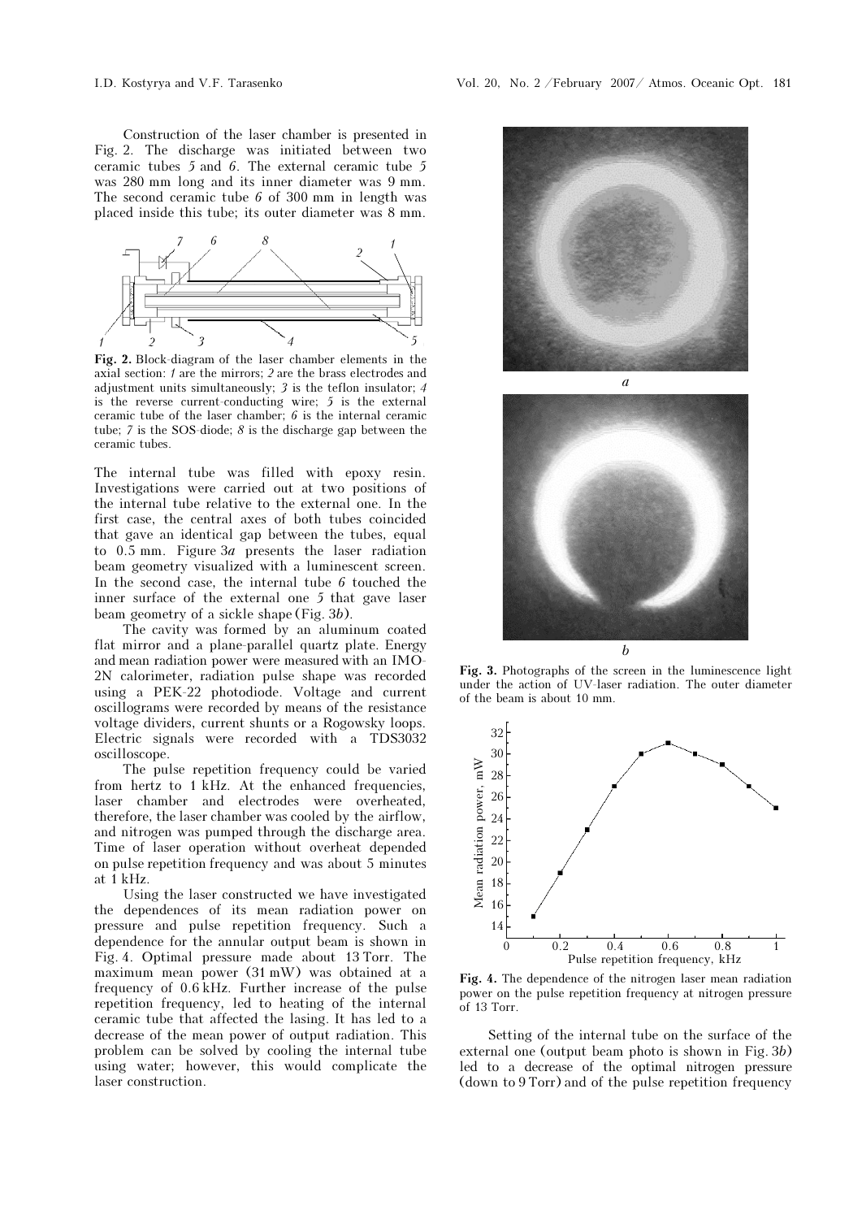Construction of the laser chamber is presented in Fig. 2. The discharge was initiated between two ceramic tubes *5* and *6*. The external ceramic tube *5* was 280 mm long and its inner diameter was 9 mm. The second ceramic tube *6* of 300 mm in length was placed inside this tube; its outer diameter was 8 mm.

**Fig. 2.** Block-diagram of the laser chamber elements in the axial section: *1* are the mirrors; *2* are the brass electrodes and adjustment units simultaneously; *3* is the teflon insulator; *4* is the reverse current-conducting wire; *5* is the external ceramic tube of the laser chamber; *6* is the internal ceramic tube; *7* is the SOS-diode; *8* is the discharge gap between the ceramic tubes.

The internal tube was filled with epoxy resin. Investigations were carried out at two positions of the internal tube relative to the external one. In the first case, the central axes of both tubes coincided that gave an identical gap between the tubes, equal to 0.5 mm. Figure 3*a* presents the laser radiation beam geometry visualized with a luminescent screen. In the second case, the internal tube *6* touched the inner surface of the external one *5* that gave laser beam geometry of a sickle shape (Fig. 3*b*).

The cavity was formed by an aluminum coated flat mirror and a plane-parallel quartz plate. Energy and mean radiation power were measured with an IMO-2N calorimeter, radiation pulse shape was recorded using a PEK-22 photodiode. Voltage and current oscillograms were recorded by means of the resistance voltage dividers, current shunts or a Rogowsky loops. Electric signals were recorded with a TDS3032 oscilloscope.

The pulse repetition frequency could be varied from hertz to 1 kHz. At the enhanced frequencies, laser chamber and electrodes were overheated, therefore, the laser chamber was cooled by the airflow, and nitrogen was pumped through the discharge area. Time of laser operation without overheat depended on pulse repetition frequency and was about 5 minutes at 1 kHz.

Using the laser constructed we have investigated the dependences of its mean radiation power on pressure and pulse repetition frequency. Such a dependence for the annular output beam is shown in Fig. 4. Optimal pressure made about 13 Torr. The maximum mean power (31 mW) was obtained at a frequency of 0.6 kHz. Further increase of the pulse repetition frequency, led to heating of the internal ceramic tube that affected the lasing. It has led to a decrease of the mean power of output radiation. This problem can be solved by cooling the internal tube using water; however, this would complicate the laser construction.

**Fig. 3.** Photographs of the screen in the luminescence light under the action of UV-laser radiation. The outer diameter of the beam is about 10 mm.

**Fig. 4.** The dependence of the nitrogen laser mean radiation power on the pulse repetition frequency at nitrogen pressure of 13 Torr.

Setting of the internal tube on the surface of the external one (output beam photo is shown in Fig. 3*b*) led to a decrease of the optimal nitrogen pressure (down to 9 Torr) and of the pulse repetition frequency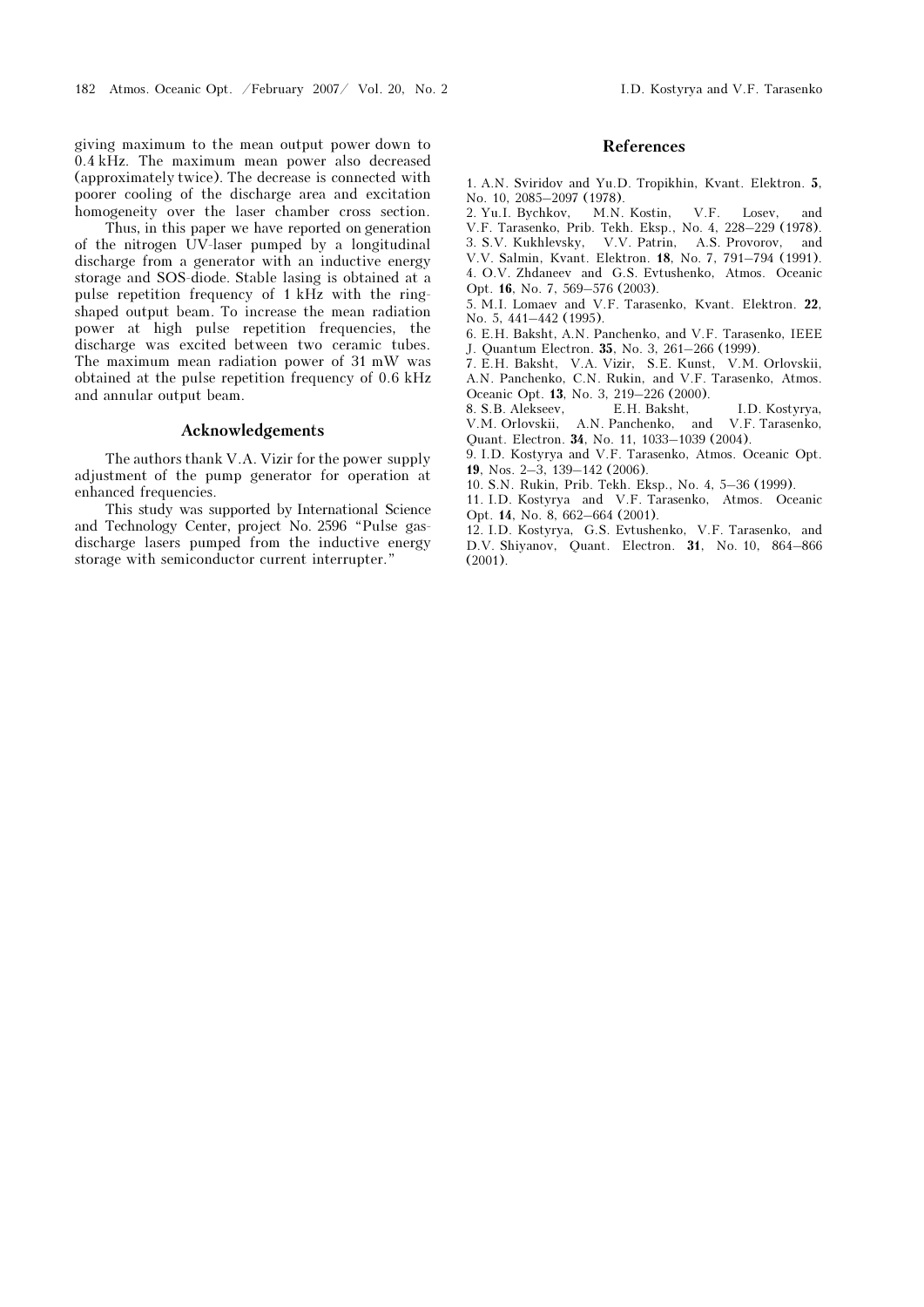giving maximum to the mean output power down to 0.4 kHz. The maximum mean power also decreased (approximately twice). The decrease is connected with poorer cooling of the discharge area and excitation homogeneity over the laser chamber cross section.

Thus, in this paper we have reported on generation of the nitrogen UV-laser pumped by a longitudinal discharge from a generator with an inductive energy storage and SOS-diode. Stable lasing is obtained at a pulse repetition frequency of 1 kHz with the ring-shaped output beam. To increase the mean radiation power at high pulse repetition frequencies, the discharge was excited between two ceramic tubes. The maximum mean radiation power of 31 mW was obtained at the pulse repetition frequency of 0.6 kHz and annular output beam.

## Acknowledgements

The authors thank V.A. Vizir for the power supply adjustment of the pump generator for operation at enhanced frequencies.

This study was supported by International Science and Technology Center, project No. 2596 "Pulse gas-discharge lasers pumped from the inductive energy storage with semiconductor current interrupter."

## References

1. A.N. Sviridov and Yu.D. Tropikhin, Kvant. Elektron. **5**, No. 10, 2085–2097 (1978).
2. Yu.I. Bychkov, M.N. Kostin, V.F. Losev, and V.F. Tarasenko, Prib. Tekh. Eksp., No. 4, 228–229 (1978).
3. S.V. Kukhlevsky, V.V. Patrin, A.S. Provorov, and V.V. Salmin, Kvant. Elektron. **18**, No. 7, 791–794 (1991).
4. O.V. Zhdaneev and G.S. Evtushenko, Atmos. Oceanic Opt. **16**, No. 7, 569–576 (2003).
5. M.I. Lomaev and V.F. Tarasenko, Kvant. Elektron. **22**, No. 5, 441–442 (1995).
6. E.H. Baksht, A.N. Panchenko, and V.F. Tarasenko, IEEE J. Quantum Electron. **35**, No. 3, 261–266 (1999).
7. E.H. Baksht, V.A. Vizir, S.E. Kunst, V.M. Orlovskii, A.N. Panchenko, C.N. Rukin, and V.F. Tarasenko, Atmos. Oceanic Opt. **13**, No. 3, 219–226 (2000).
8. S.B. Alekseev, E.H. Baksht, I.D. Kostyrya, V.M. Orlovskii, A.N. Panchenko, and V.F. Tarasenko, Quant. Electron. **34**, No. 11, 1033–1039 (2004).
9. I.D. Kostyrya and V.F. Tarasenko, Atmos. Oceanic Opt. **19**, Nos. 2–3, 139–142 (2006).
10. S.N. Rukin, Prib. Tekh. Eksp., No. 4, 5–36 (1999).
11. I.D. Kostyrya and V.F. Tarasenko, Atmos. Oceanic Opt. **14**, No. 8, 662–664 (2001).
12. I.D. Kostyrya, G.S. Evtushenko, V.F. Tarasenko, and D.V. Shiyanov, Quant. Electron. **31**, No. 10, 864–866 (2001).